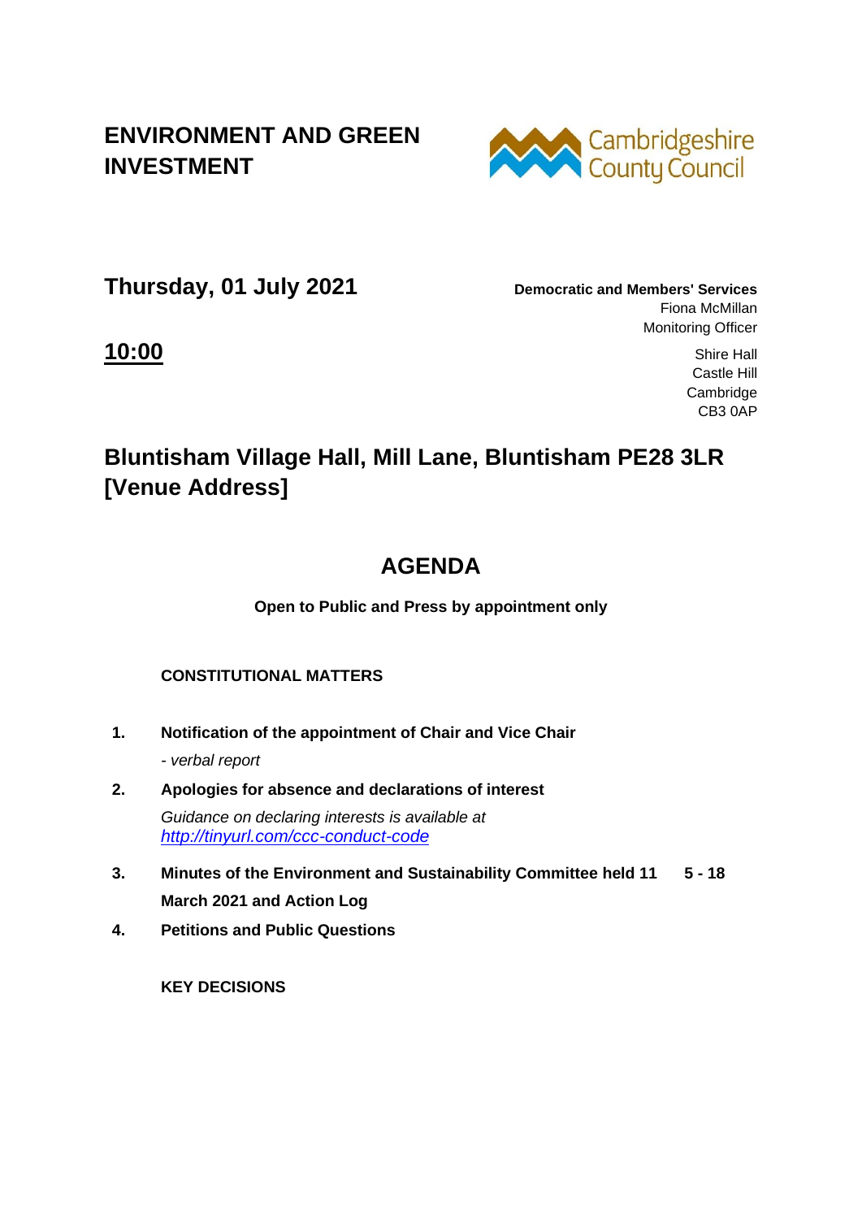# ENVIRONMENT AND GREEN INVESTMENT

Cambridgeshire County Council

## Thursday, 01 July 2021

**Democratic and Members' Services**
Fiona McMillan
Monitoring Officer

## 10:00

Shire Hall
Castle Hill
Cambridge
CB3 0AP

## Bluntisham Village Hall, Mill Lane, Bluntisham PE28 3LR [Venue Address]

## AGENDA

**Open to Public and Press by appointment only**

**CONSTITUTIONAL MATTERS**

**1. Notification of the appointment of Chair and Vice Chair**

*- verbal report*

**2. Apologies for absence and declarations of interest**

*Guidance on declaring interests is available at [http://tinyurl.com/ccc-conduct-code](http://tinyurl.com/ccc-conduct-code)*

**3. Minutes of the Environment and Sustainability Committee held 11 March 2021 and Action Log** — **5 - 18**

**4. Petitions and Public Questions**

**KEY DECISIONS**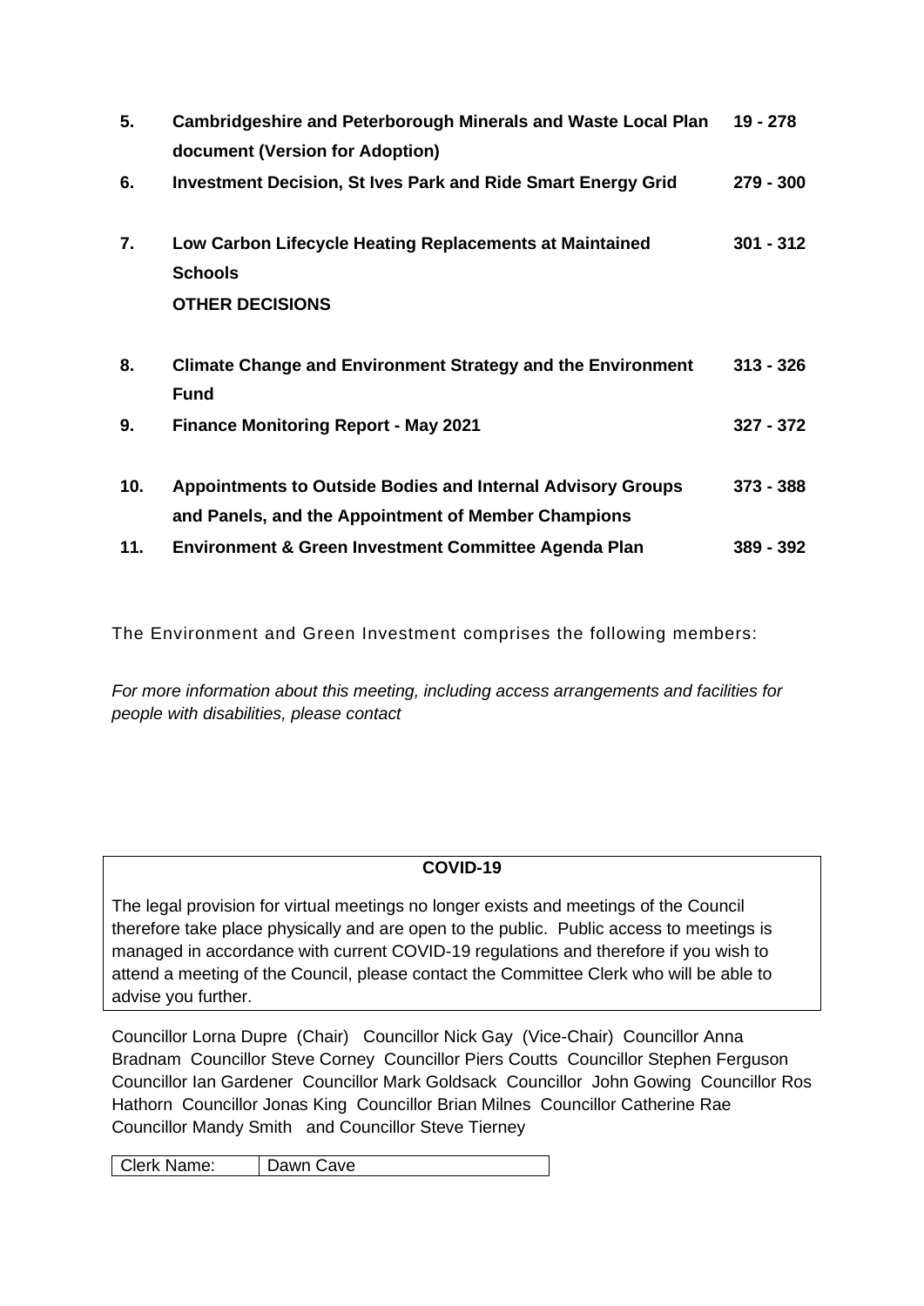| | | |
|---|---|---|
| **5.** | **Cambridgeshire and Peterborough Minerals and Waste Local Plan document (Version for Adoption)** | **19 - 278** |
| **6.** | **Investment Decision, St Ives Park and Ride Smart Energy Grid** | **279 - 300** |
| **7.** | **Low Carbon Lifecycle Heating Replacements at Maintained Schools** | **301 - 312** |
| | **OTHER DECISIONS** | |
| **8.** | **Climate Change and Environment Strategy and the Environment Fund** | **313 - 326** |
| **9.** | **Finance Monitoring Report - May 2021** | **327 - 372** |
| **10.** | **Appointments to Outside Bodies and Internal Advisory Groups and Panels, and the Appointment of Member Champions** | **373 - 388** |
| **11.** | **Environment & Green Investment Committee Agenda Plan** | **389 - 392** |

The Environment and Green Investment comprises the following members:

*For more information about this meeting, including access arrangements and facilities for people with disabilities, please contact*

**COVID-19**

The legal provision for virtual meetings no longer exists and meetings of the Council therefore take place physically and are open to the public. Public access to meetings is managed in accordance with current COVID-19 regulations and therefore if you wish to attend a meeting of the Council, please contact the Committee Clerk who will be able to advise you further.

Councillor Lorna Dupre (Chair) Councillor Nick Gay (Vice-Chair) Councillor Anna Bradnam Councillor Steve Corney Councillor Piers Coutts Councillor Stephen Ferguson Councillor Ian Gardener Councillor Mark Goldsack Councillor John Gowing Councillor Ros Hathorn Councillor Jonas King Councillor Brian Milnes Councillor Catherine Rae Councillor Mandy Smith and Councillor Steve Tierney

| Clerk Name: | Dawn Cave |
|---|---|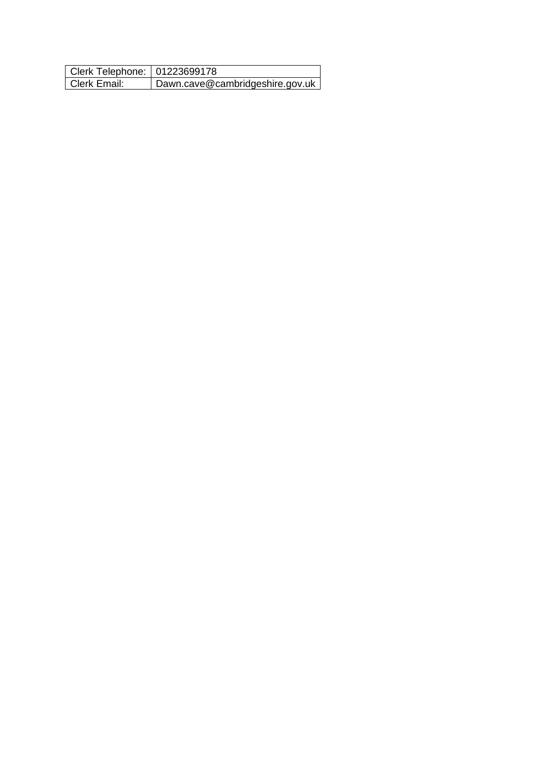| | |
|---|---|
| Clerk Telephone: | 01223699178 |
| Clerk Email: | Dawn.cave@cambridgeshire.gov.uk |